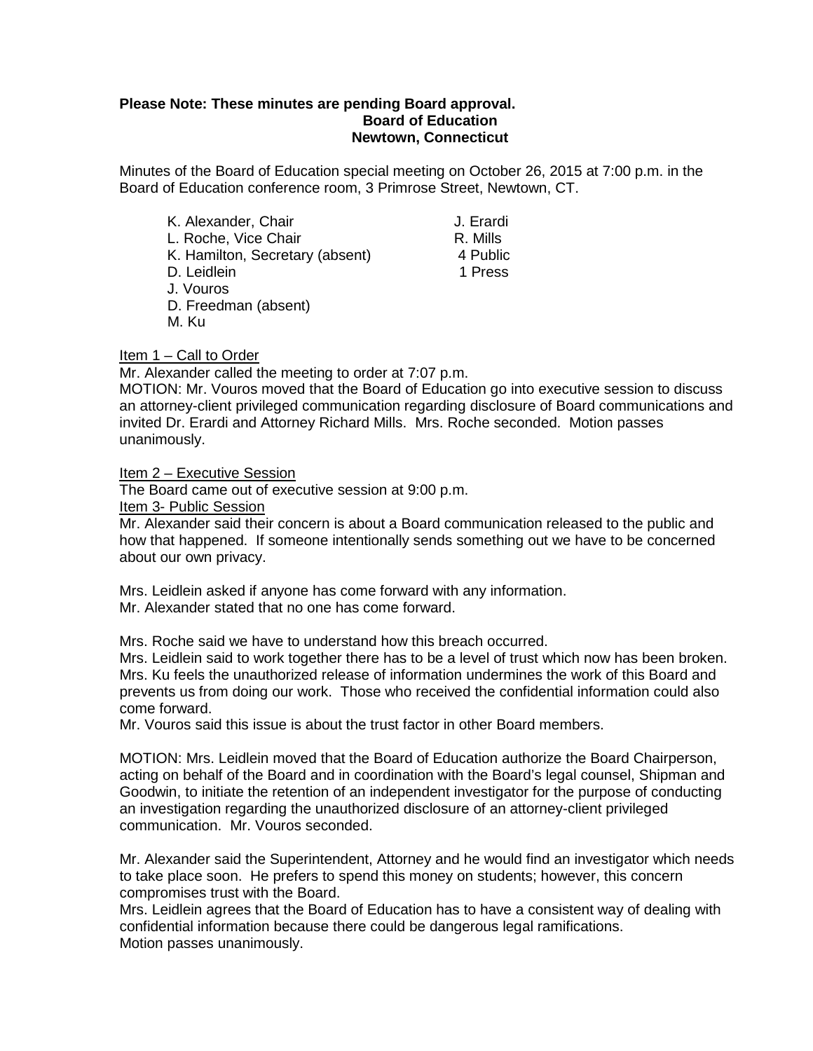**Please Note: These minutes are pending Board approval.**

**Board of Education**
**Newtown, Connecticut**

Minutes of the Board of Education special meeting on October 26, 2015 at 7:00 p.m. in the Board of Education conference room, 3 Primrose Street, Newtown, CT.

| | |
|---|---|
| K. Alexander, Chair | J. Erardi |
| L. Roche, Vice Chair | R. Mills |
| K. Hamilton, Secretary (absent) | 4 Public |
| D. Leidlein | 1 Press |
| J. Vouros | |
| D. Freedman (absent) | |
| M. Ku | |

Item 1 – Call to Order

Mr. Alexander called the meeting to order at 7:07 p.m.

MOTION: Mr. Vouros moved that the Board of Education go into executive session to discuss an attorney-client privileged communication regarding disclosure of Board communications and invited Dr. Erardi and Attorney Richard Mills. Mrs. Roche seconded. Motion passes unanimously.

Item 2 – Executive Session

The Board came out of executive session at 9:00 p.m.

Item 3- Public Session

Mr. Alexander said their concern is about a Board communication released to the public and how that happened. If someone intentionally sends something out we have to be concerned about our own privacy.

Mrs. Leidlein asked if anyone has come forward with any information.
Mr. Alexander stated that no one has come forward.

Mrs. Roche said we have to understand how this breach occurred.
Mrs. Leidlein said to work together there has to be a level of trust which now has been broken.
Mrs. Ku feels the unauthorized release of information undermines the work of this Board and prevents us from doing our work. Those who received the confidential information could also come forward.
Mr. Vouros said this issue is about the trust factor in other Board members.

MOTION: Mrs. Leidlein moved that the Board of Education authorize the Board Chairperson, acting on behalf of the Board and in coordination with the Board's legal counsel, Shipman and Goodwin, to initiate the retention of an independent investigator for the purpose of conducting an investigation regarding the unauthorized disclosure of an attorney-client privileged communication. Mr. Vouros seconded.

Mr. Alexander said the Superintendent, Attorney and he would find an investigator which needs to take place soon. He prefers to spend this money on students; however, this concern compromises trust with the Board.
Mrs. Leidlein agrees that the Board of Education has to have a consistent way of dealing with confidential information because there could be dangerous legal ramifications.
Motion passes unanimously.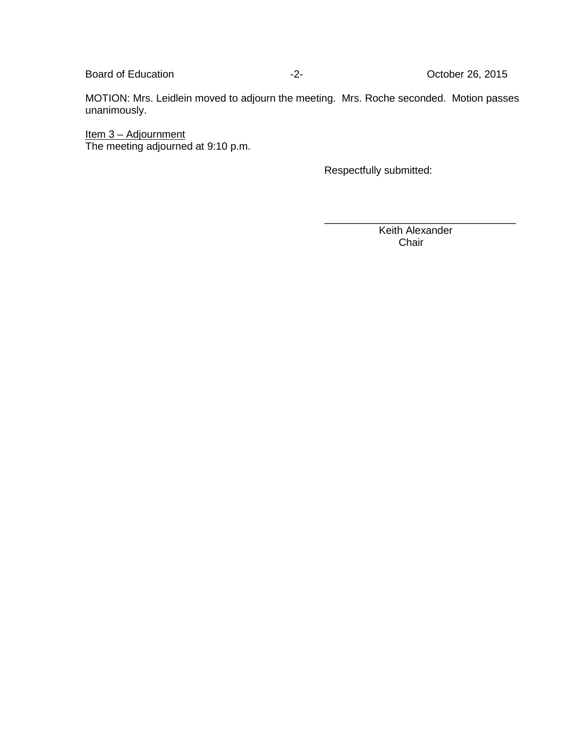MOTION: Mrs. Leidlein moved to adjourn the meeting. Mrs. Roche seconded. Motion passes unanimously.

<u>Item 3 – Adjournment</u>
The meeting adjourned at 9:10 p.m.

Respectfully submitted:

\_\_\_\_\_\_\_\_\_\_\_\_\_\_\_\_\_\_\_\_\_\_\_\_\_\_\_\_\_\_\_\_\_\_

Keith Alexander
Chair